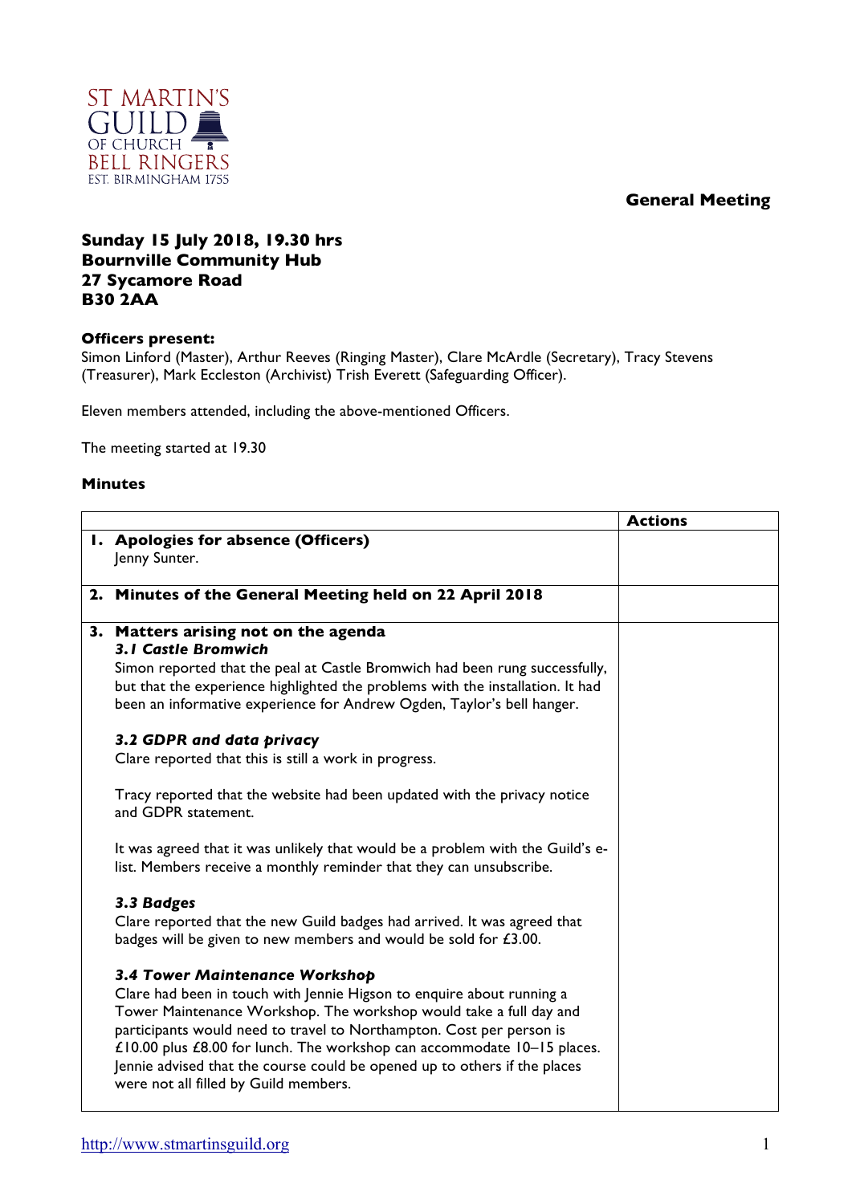ST MARTIN'S GUILD OF CHURCH BELL RINGERS EST. BIRMINGHAM 1755

**General Meeting**

**Sunday 15 July 2018, 19.30 hrs**
**Bournville Community Hub**
**27 Sycamore Road**
**B30 2AA**

**Officers present:**
Simon Linford (Master), Arthur Reeves (Ringing Master), Clare McArdle (Secretary), Tracy Stevens (Treasurer), Mark Eccleston (Archivist) Trish Everett (Safeguarding Officer).

Eleven members attended, including the above-mentioned Officers.

The meeting started at 19.30

**Minutes**

| | Actions |
|---|---|
| **1. Apologies for absence (Officers)**<br>Jenny Sunter. | |
| **2. Minutes of the General Meeting held on 22 April 2018** | |
| **3. Matters arising not on the agenda**<br>***3.1 Castle Bromwich***<br>Simon reported that the peal at Castle Bromwich had been rung successfully, but that the experience highlighted the problems with the installation. It had been an informative experience for Andrew Ogden, Taylor's bell hanger.<br><br>***3.2 GDPR and data privacy***<br>Clare reported that this is still a work in progress.<br><br>Tracy reported that the website had been updated with the privacy notice and GDPR statement.<br><br>It was agreed that it was unlikely that would be a problem with the Guild's e-list. Members receive a monthly reminder that they can unsubscribe.<br><br>***3.3 Badges***<br>Clare reported that the new Guild badges had arrived. It was agreed that badges will be given to new members and would be sold for £3.00.<br><br>***3.4 Tower Maintenance Workshop***<br>Clare had been in touch with Jennie Higson to enquire about running a Tower Maintenance Workshop. The workshop would take a full day and participants would need to travel to Northampton. Cost per person is £10.00 plus £8.00 for lunch. The workshop can accommodate 10–15 places. Jennie advised that the course could be opened up to others if the places were not all filled by Guild members. | |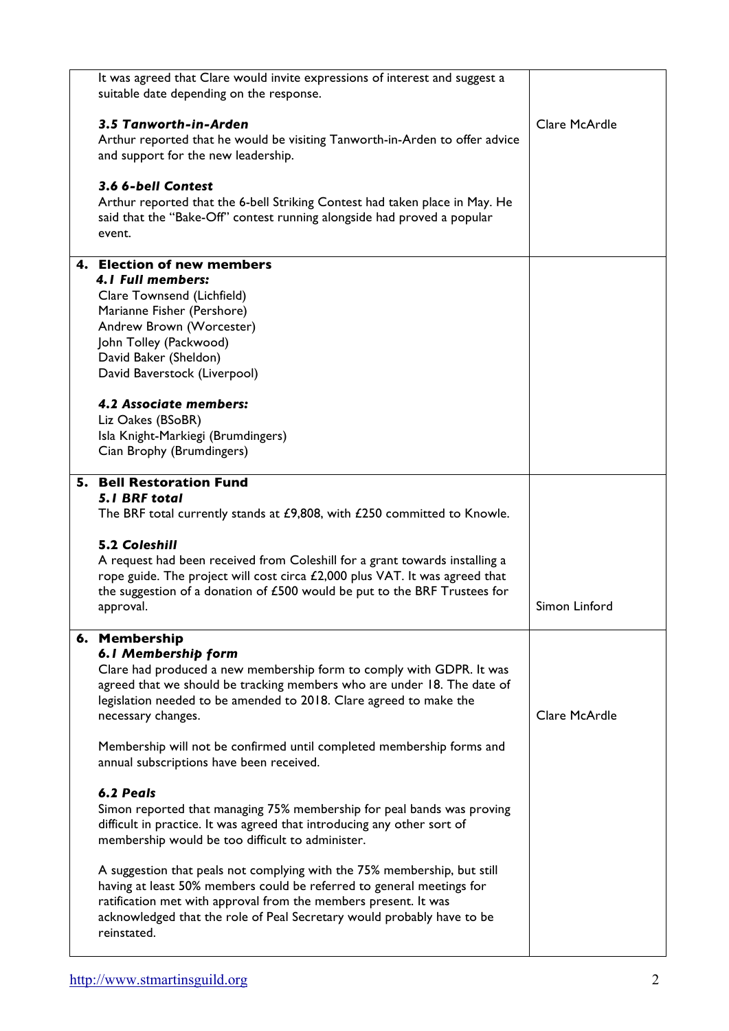| | |
|---|---|
| It was agreed that Clare would invite expressions of interest and suggest a suitable date depending on the response.<br><br>***3.5 Tanworth-in-Arden***<br>Arthur reported that he would be visiting Tanworth-in-Arden to offer advice and support for the new leadership.<br><br>***3.6 6-bell Contest***<br>Arthur reported that the 6-bell Striking Contest had taken place in May. He said that the "Bake-Off" contest running alongside had proved a popular event. | Clare McArdle |
| **4. Election of new members**<br>***4.1 Full members:***<br>Clare Townsend (Lichfield)<br>Marianne Fisher (Pershore)<br>Andrew Brown (Worcester)<br>John Tolley (Packwood)<br>David Baker (Sheldon)<br>David Baverstock (Liverpool)<br><br>***4.2 Associate members:***<br>Liz Oakes (BSoBR)<br>Isla Knight-Markiegi (Brumdingers)<br>Cian Brophy (Brumdingers) | |
| **5. Bell Restoration Fund**<br>***5.1 BRF total***<br>The BRF total currently stands at £9,808, with £250 committed to Knowle.<br><br>**5.2 *Coleshill***<br>A request had been received from Coleshill for a grant towards installing a rope guide. The project will cost circa £2,000 plus VAT. It was agreed that the suggestion of a donation of £500 would be put to the BRF Trustees for approval. | Simon Linford |
| **6. Membership**<br>***6.1 Membership form***<br>Clare had produced a new membership form to comply with GDPR. It was agreed that we should be tracking members who are under 18. The date of legislation needed to be amended to 2018. Clare agreed to make the necessary changes.<br><br>Membership will not be confirmed until completed membership forms and annual subscriptions have been received.<br><br>***6.2 Peals***<br>Simon reported that managing 75% membership for peal bands was proving difficult in practice. It was agreed that introducing any other sort of membership would be too difficult to administer.<br><br>A suggestion that peals not complying with the 75% membership, but still having at least 50% members could be referred to general meetings for ratification met with approval from the members present. It was acknowledged that the role of Peal Secretary would probably have to be reinstated. | Clare McArdle |

http://www.stmartinsguild.org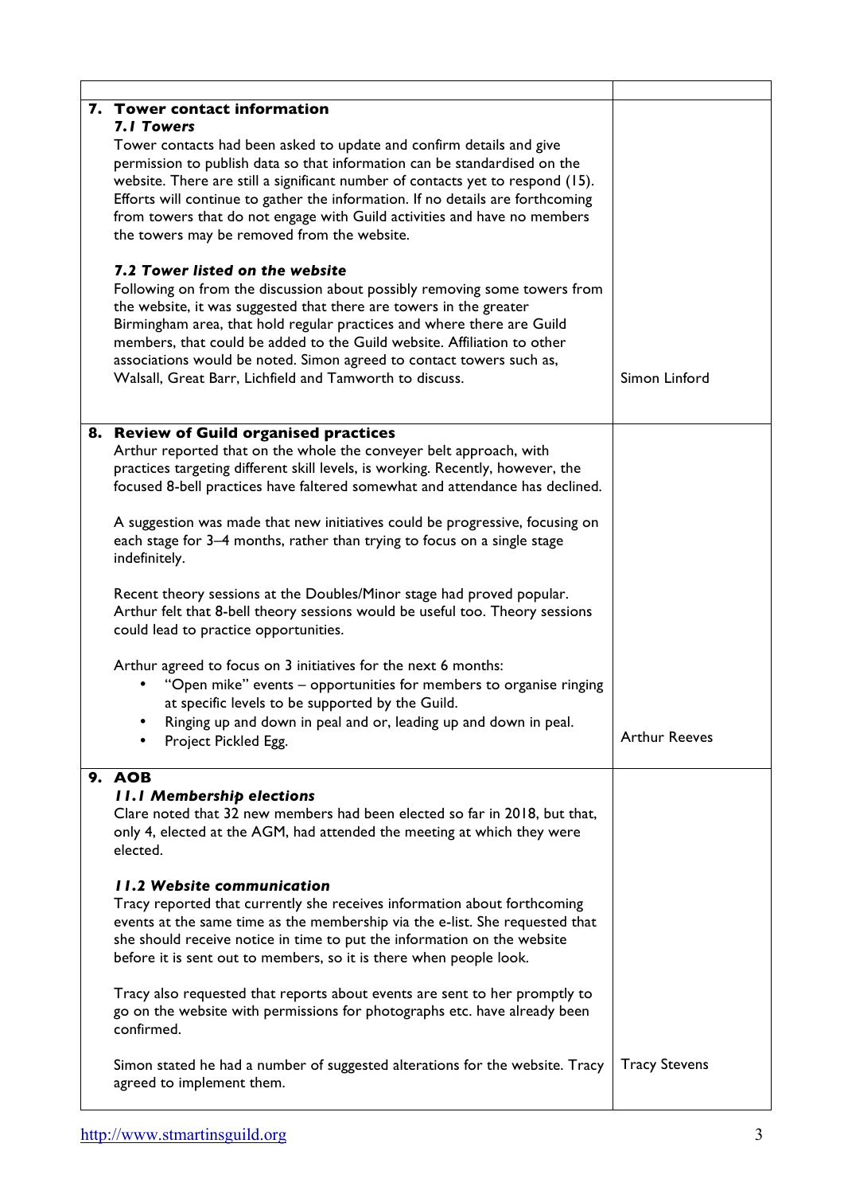| | |
|---|---|
| **7. Tower contact information**<br>***7.1 Towers***<br>Tower contacts had been asked to update and confirm details and give permission to publish data so that information can be standardised on the website. There are still a significant number of contacts yet to respond (15). Efforts will continue to gather the information. If no details are forthcoming from towers that do not engage with Guild activities and have no members the towers may be removed from the website.<br><br>***7.2 Tower listed on the website***<br>Following on from the discussion about possibly removing some towers from the website, it was suggested that there are towers in the greater Birmingham area, that hold regular practices and where there are Guild members, that could be added to the Guild website. Affiliation to other associations would be noted. Simon agreed to contact towers such as, Walsall, Great Barr, Lichfield and Tamworth to discuss. | Simon Linford |
| **8. Review of Guild organised practices**<br>Arthur reported that on the whole the conveyer belt approach, with practices targeting different skill levels, is working. Recently, however, the focused 8-bell practices have faltered somewhat and attendance has declined.<br><br>A suggestion was made that new initiatives could be progressive, focusing on each stage for 3–4 months, rather than trying to focus on a single stage indefinitely.<br><br>Recent theory sessions at the Doubles/Minor stage had proved popular. Arthur felt that 8-bell theory sessions would be useful too. Theory sessions could lead to practice opportunities.<br><br>Arthur agreed to focus on 3 initiatives for the next 6 months:<br>• "Open mike" events – opportunities for members to organise ringing at specific levels to be supported by the Guild.<br>• Ringing up and down in peal and or, leading up and down in peal.<br>• Project Pickled Egg. | Arthur Reeves |
| **9. AOB**<br>***11.1 Membership elections***<br>Clare noted that 32 new members had been elected so far in 2018, but that, only 4, elected at the AGM, had attended the meeting at which they were elected.<br><br>***11.2 Website communication***<br>Tracy reported that currently she receives information about forthcoming events at the same time as the membership via the e-list. She requested that she should receive notice in time to put the information on the website before it is sent out to members, so it is there when people look.<br><br>Tracy also requested that reports about events are sent to her promptly to go on the website with permissions for photographs etc. have already been confirmed.<br><br>Simon stated he had a number of suggested alterations for the website. Tracy agreed to implement them. | Tracy Stevens |

http://www.stmartinsguild.org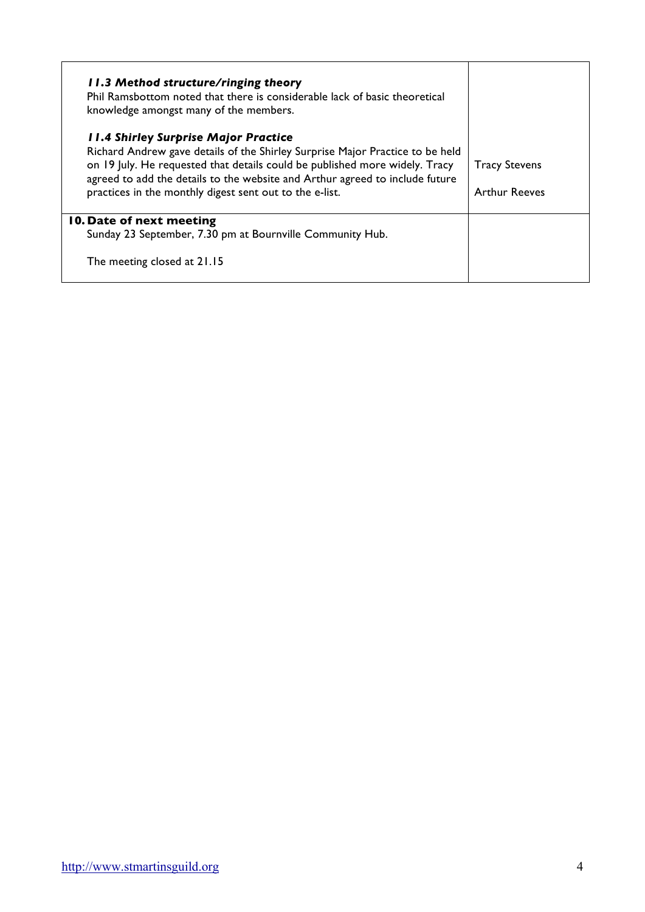| | |
|---|---|
| ***11.3 Method structure/ringing theory***<br>Phil Ramsbottom noted that there is considerable lack of basic theoretical knowledge amongst many of the members.<br><br>***11.4 Shirley Surprise Major Practice***<br>Richard Andrew gave details of the Shirley Surprise Major Practice to be held on 19 July. He requested that details could be published more widely. Tracy agreed to add the details to the website and Arthur agreed to include future practices in the monthly digest sent out to the e-list. | Tracy Stevens<br><br>Arthur Reeves |
| **10. Date of next meeting**<br>Sunday 23 September, 7.30 pm at Bournville Community Hub.<br><br>The meeting closed at 21.15 | |

http://www.stmartinsguild.org